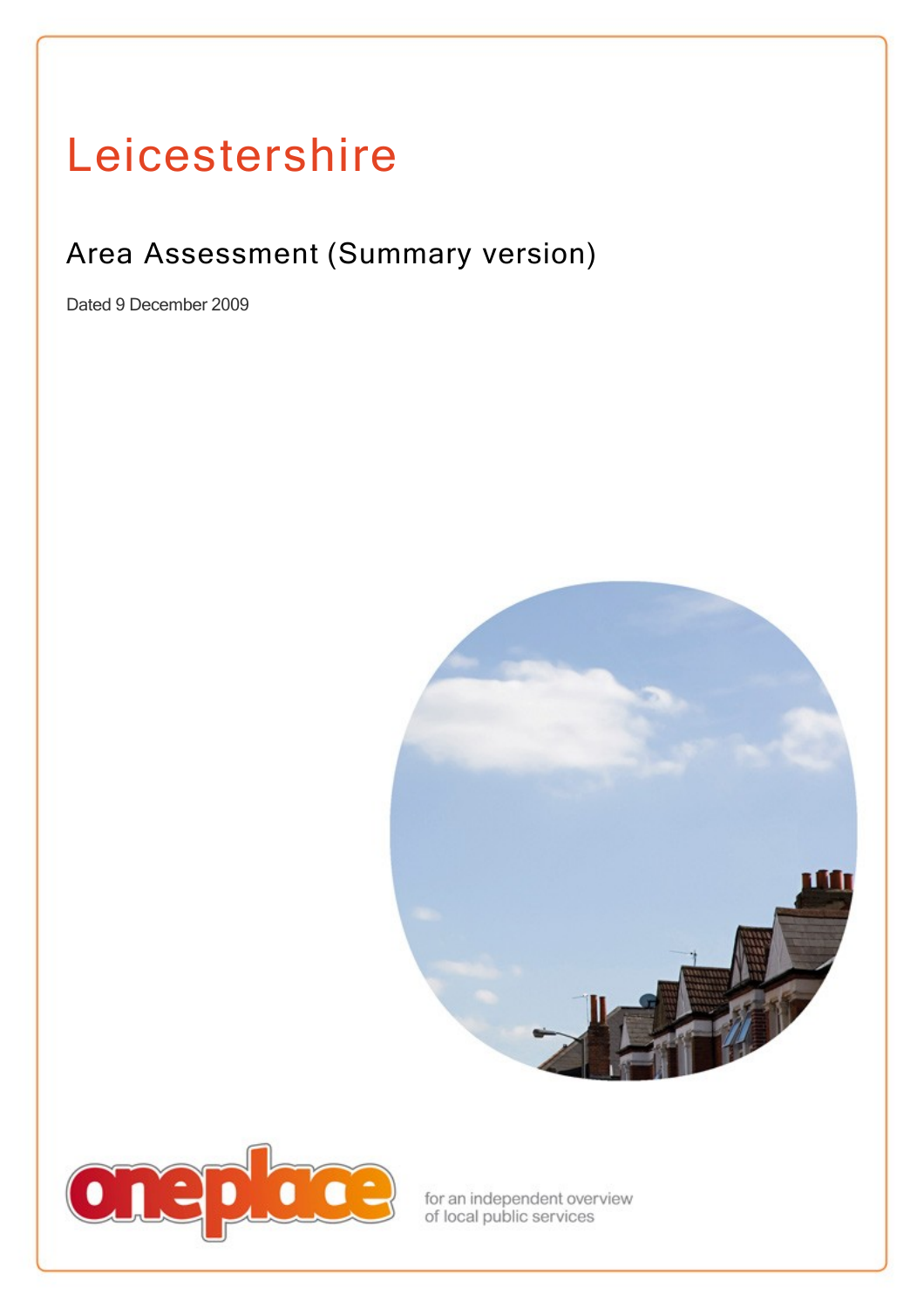# Leicestershire

## Area Assessment (Summary version)

Dated 9 December 2009

oneplace

for an independent overview of local public services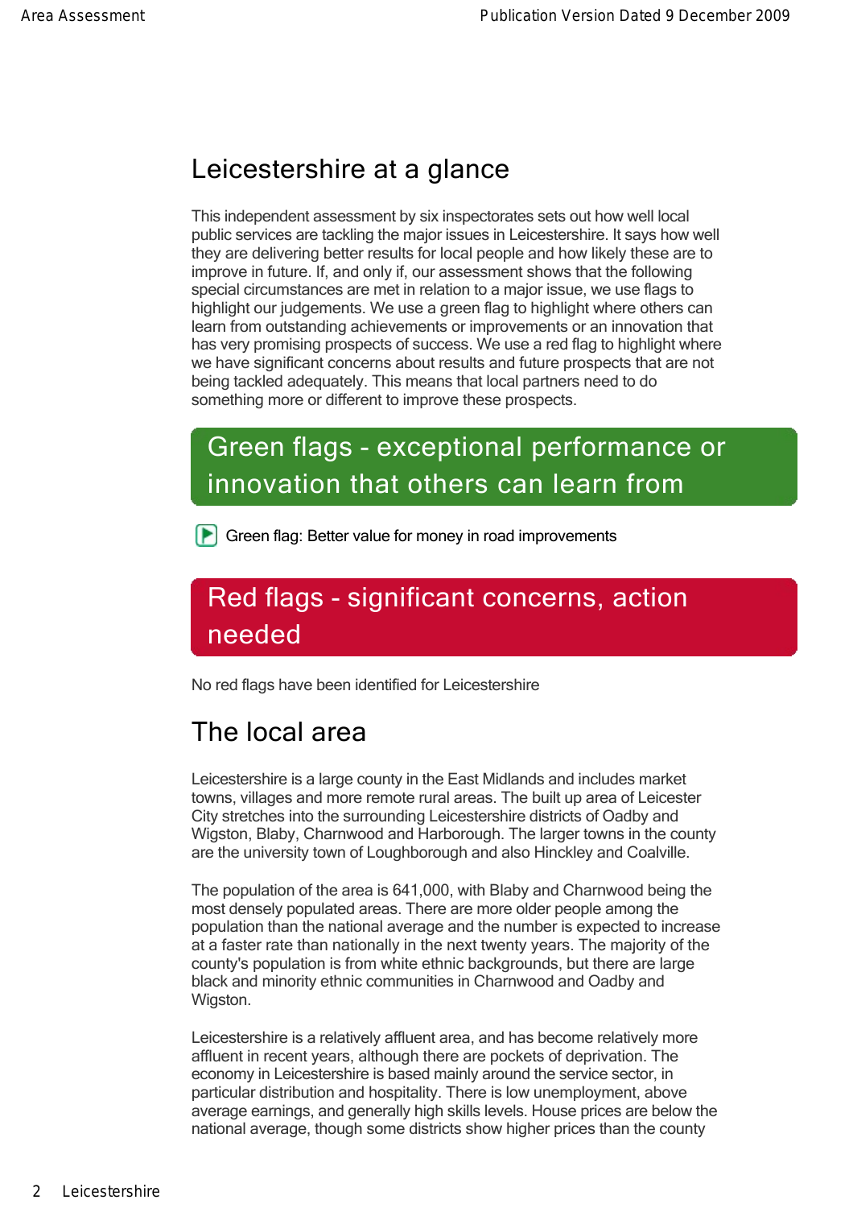## Leicestershire at a glance

This independent assessment by six inspectorates sets out how well local public services are tackling the major issues in Leicestershire. It says how well they are delivering better results for local people and how likely these are to improve in future. If, and only if, our assessment shows that the following special circumstances are met in relation to a major issue, we use flags to highlight our judgements. We use a green flag to highlight where others can learn from outstanding achievements or improvements or an innovation that has very promising prospects of success. We use a red flag to highlight where we have significant concerns about results and future prospects that are not being tackled adequately. This means that local partners need to do something more or different to improve these prospects.

### Green flags - exceptional performance or innovation that others can learn from

Green flag: Better value for money in road improvements

### Red flags - significant concerns, action needed

No red flags have been identified for Leicestershire

## The local area

Leicestershire is a large county in the East Midlands and includes market towns, villages and more remote rural areas. The built up area of Leicester City stretches into the surrounding Leicestershire districts of Oadby and Wigston, Blaby, Charnwood and Harborough. The larger towns in the county are the university town of Loughborough and also Hinckley and Coalville.

The population of the area is 641,000, with Blaby and Charnwood being the most densely populated areas. There are more older people among the population than the national average and the number is expected to increase at a faster rate than nationally in the next twenty years. The majority of the county's population is from white ethnic backgrounds, but there are large black and minority ethnic communities in Charnwood and Oadby and Wigston.

Leicestershire is a relatively affluent area, and has become relatively more affluent in recent years, although there are pockets of deprivation. The economy in Leicestershire is based mainly around the service sector, in particular distribution and hospitality. There is low unemployment, above average earnings, and generally high skills levels. House prices are below the national average, though some districts show higher prices than the county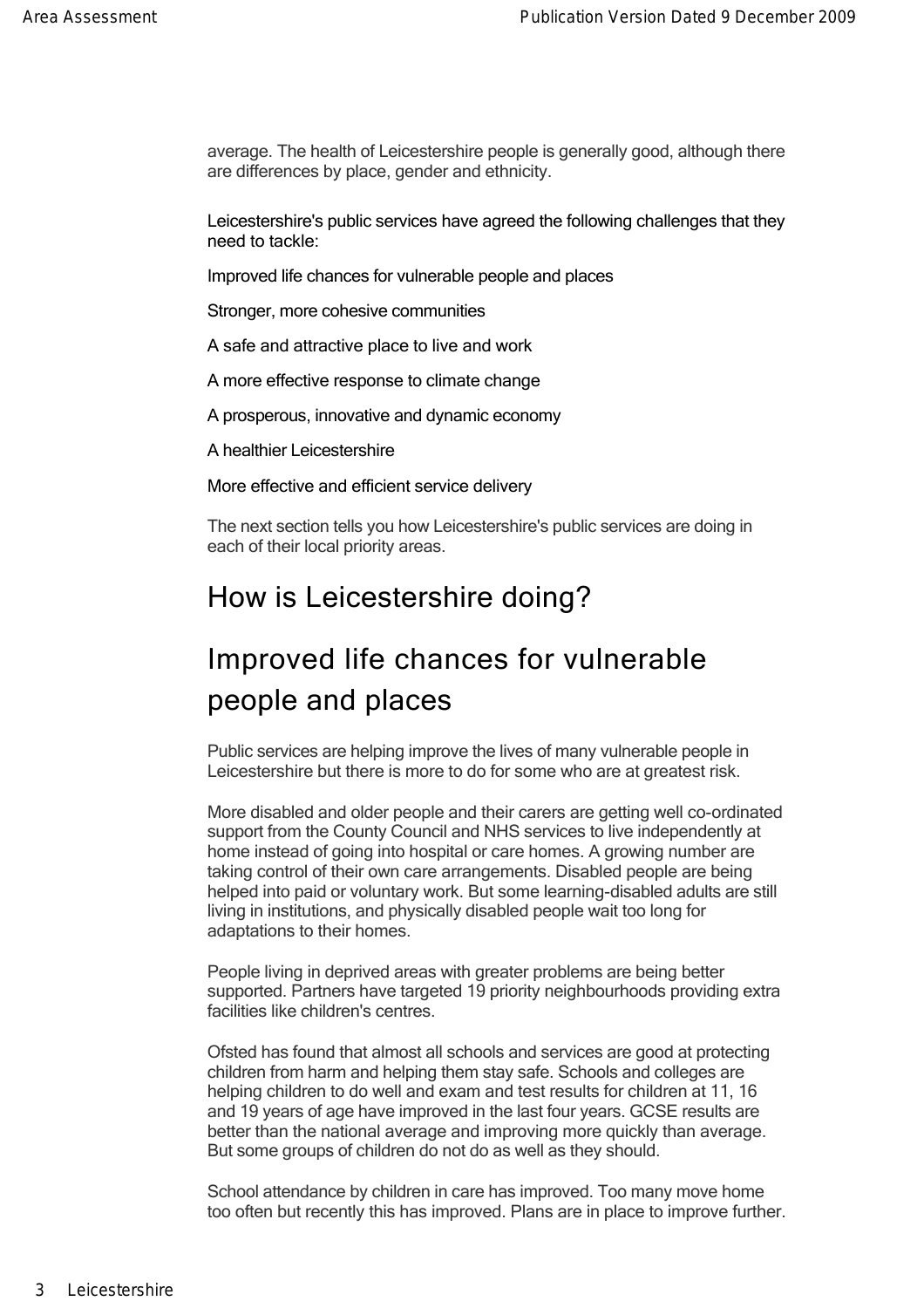average. The health of Leicestershire people is generally good, although there are differences by place, gender and ethnicity.

Leicestershire's public services have agreed the following challenges that they need to tackle:

Improved life chances for vulnerable people and places

Stronger, more cohesive communities

A safe and attractive place to live and work

A more effective response to climate change

A prosperous, innovative and dynamic economy

A healthier Leicestershire

More effective and efficient service delivery

The next section tells you how Leicestershire's public services are doing in each of their local priority areas.

# How is Leicestershire doing?

## Improved life chances for vulnerable people and places

Public services are helping improve the lives of many vulnerable people in Leicestershire but there is more to do for some who are at greatest risk.

More disabled and older people and their carers are getting well co-ordinated support from the County Council and NHS services to live independently at home instead of going into hospital or care homes. A growing number are taking control of their own care arrangements. Disabled people are being helped into paid or voluntary work. But some learning-disabled adults are still living in institutions, and physically disabled people wait too long for adaptations to their homes.

People living in deprived areas with greater problems are being better supported. Partners have targeted 19 priority neighbourhoods providing extra facilities like children's centres.

Ofsted has found that almost all schools and services are good at protecting children from harm and helping them stay safe. Schools and colleges are helping children to do well and exam and test results for children at 11, 16 and 19 years of age have improved in the last four years. GCSE results are better than the national average and improving more quickly than average. But some groups of children do not do as well as they should.

School attendance by children in care has improved. Too many move home too often but recently this has improved. Plans are in place to improve further.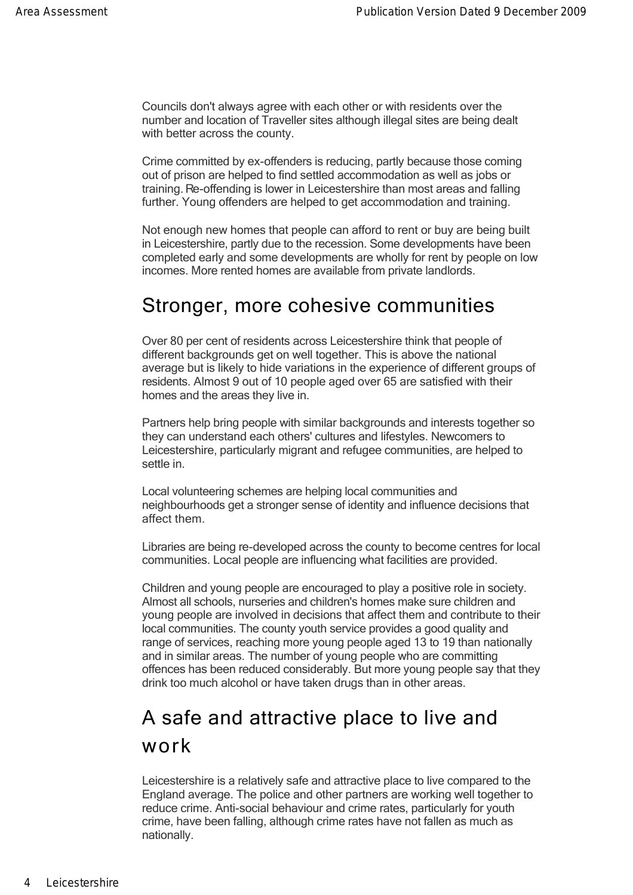Councils don't always agree with each other or with residents over the number and location of Traveller sites although illegal sites are being dealt with better across the county.

Crime committed by ex-offenders is reducing, partly because those coming out of prison are helped to find settled accommodation as well as jobs or training. Re-offending is lower in Leicestershire than most areas and falling further. Young offenders are helped to get accommodation and training.

Not enough new homes that people can afford to rent or buy are being built in Leicestershire, partly due to the recession. Some developments have been completed early and some developments are wholly for rent by people on low incomes. More rented homes are available from private landlords.

## Stronger, more cohesive communities

Over 80 per cent of residents across Leicestershire think that people of different backgrounds get on well together. This is above the national average but is likely to hide variations in the experience of different groups of residents. Almost 9 out of 10 people aged over 65 are satisfied with their homes and the areas they live in.

Partners help bring people with similar backgrounds and interests together so they can understand each others' cultures and lifestyles. Newcomers to Leicestershire, particularly migrant and refugee communities, are helped to settle in.

Local volunteering schemes are helping local communities and neighbourhoods get a stronger sense of identity and influence decisions that affect them.

Libraries are being re-developed across the county to become centres for local communities. Local people are influencing what facilities are provided.

Children and young people are encouraged to play a positive role in society. Almost all schools, nurseries and children's homes make sure children and young people are involved in decisions that affect them and contribute to their local communities. The county youth service provides a good quality and range of services, reaching more young people aged 13 to 19 than nationally and in similar areas. The number of young people who are committing offences has been reduced considerably. But more young people say that they drink too much alcohol or have taken drugs than in other areas.

## A safe and attractive place to live and work

Leicestershire is a relatively safe and attractive place to live compared to the England average. The police and other partners are working well together to reduce crime. Anti-social behaviour and crime rates, particularly for youth crime, have been falling, although crime rates have not fallen as much as nationally.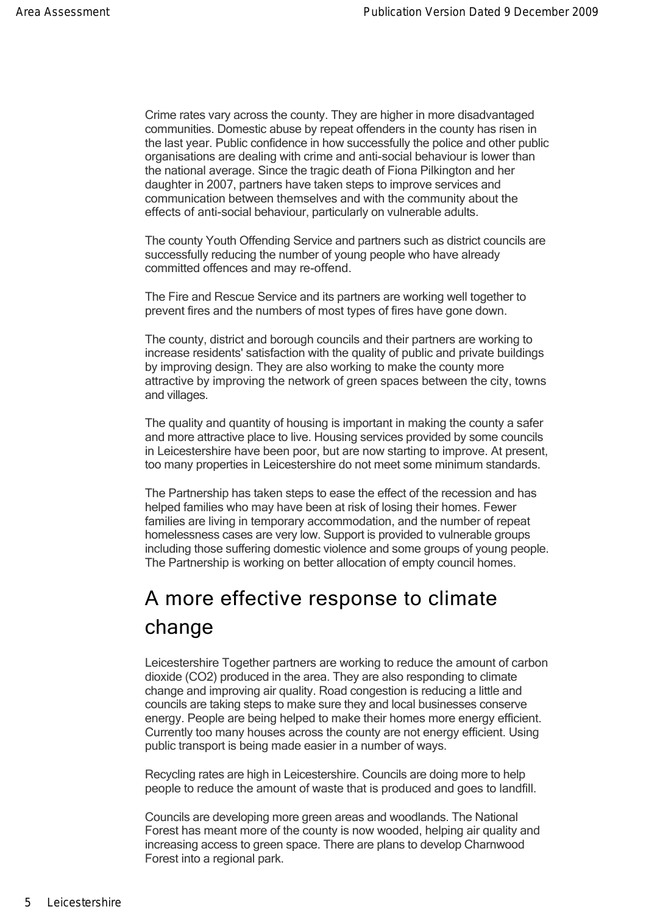Crime rates vary across the county. They are higher in more disadvantaged communities. Domestic abuse by repeat offenders in the county has risen in the last year. Public confidence in how successfully the police and other public organisations are dealing with crime and anti-social behaviour is lower than the national average. Since the tragic death of Fiona Pilkington and her daughter in 2007, partners have taken steps to improve services and communication between themselves and with the community about the effects of anti-social behaviour, particularly on vulnerable adults.

The county Youth Offending Service and partners such as district councils are successfully reducing the number of young people who have already committed offences and may re-offend.

The Fire and Rescue Service and its partners are working well together to prevent fires and the numbers of most types of fires have gone down.

The county, district and borough councils and their partners are working to increase residents' satisfaction with the quality of public and private buildings by improving design. They are also working to make the county more attractive by improving the network of green spaces between the city, towns and villages.

The quality and quantity of housing is important in making the county a safer and more attractive place to live. Housing services provided by some councils in Leicestershire have been poor, but are now starting to improve. At present, too many properties in Leicestershire do not meet some minimum standards.

The Partnership has taken steps to ease the effect of the recession and has helped families who may have been at risk of losing their homes. Fewer families are living in temporary accommodation, and the number of repeat homelessness cases are very low. Support is provided to vulnerable groups including those suffering domestic violence and some groups of young people. The Partnership is working on better allocation of empty council homes.

## A more effective response to climate change

Leicestershire Together partners are working to reduce the amount of carbon dioxide (CO2) produced in the area. They are also responding to climate change and improving air quality. Road congestion is reducing a little and councils are taking steps to make sure they and local businesses conserve energy. People are being helped to make their homes more energy efficient. Currently too many houses across the county are not energy efficient. Using public transport is being made easier in a number of ways.

Recycling rates are high in Leicestershire. Councils are doing more to help people to reduce the amount of waste that is produced and goes to landfill.

Councils are developing more green areas and woodlands. The National Forest has meant more of the county is now wooded, helping air quality and increasing access to green space. There are plans to develop Charnwood Forest into a regional park.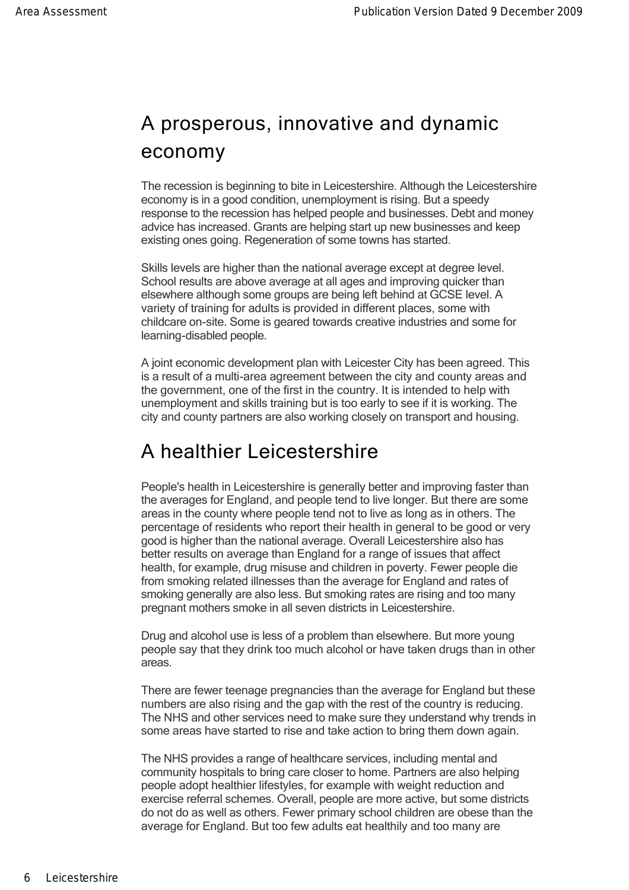## A prosperous, innovative and dynamic economy

The recession is beginning to bite in Leicestershire. Although the Leicestershire economy is in a good condition, unemployment is rising. But a speedy response to the recession has helped people and businesses. Debt and money advice has increased. Grants are helping start up new businesses and keep existing ones going. Regeneration of some towns has started.

Skills levels are higher than the national average except at degree level. School results are above average at all ages and improving quicker than elsewhere although some groups are being left behind at GCSE level. A variety of training for adults is provided in different places, some with childcare on-site. Some is geared towards creative industries and some for learning-disabled people.

A joint economic development plan with Leicester City has been agreed. This is a result of a multi-area agreement between the city and county areas and the government, one of the first in the country. It is intended to help with unemployment and skills training but is too early to see if it is working. The city and county partners are also working closely on transport and housing.

## A healthier Leicestershire

People's health in Leicestershire is generally better and improving faster than the averages for England, and people tend to live longer. But there are some areas in the county where people tend not to live as long as in others. The percentage of residents who report their health in general to be good or very good is higher than the national average. Overall Leicestershire also has better results on average than England for a range of issues that affect health, for example, drug misuse and children in poverty. Fewer people die from smoking related illnesses than the average for England and rates of smoking generally are also less. But smoking rates are rising and too many pregnant mothers smoke in all seven districts in Leicestershire.

Drug and alcohol use is less of a problem than elsewhere. But more young people say that they drink too much alcohol or have taken drugs than in other areas.

There are fewer teenage pregnancies than the average for England but these numbers are also rising and the gap with the rest of the country is reducing. The NHS and other services need to make sure they understand why trends in some areas have started to rise and take action to bring them down again.

The NHS provides a range of healthcare services, including mental and community hospitals to bring care closer to home. Partners are also helping people adopt healthier lifestyles, for example with weight reduction and exercise referral schemes. Overall, people are more active, but some districts do not do as well as others. Fewer primary school children are obese than the average for England. But too few adults eat healthily and too many are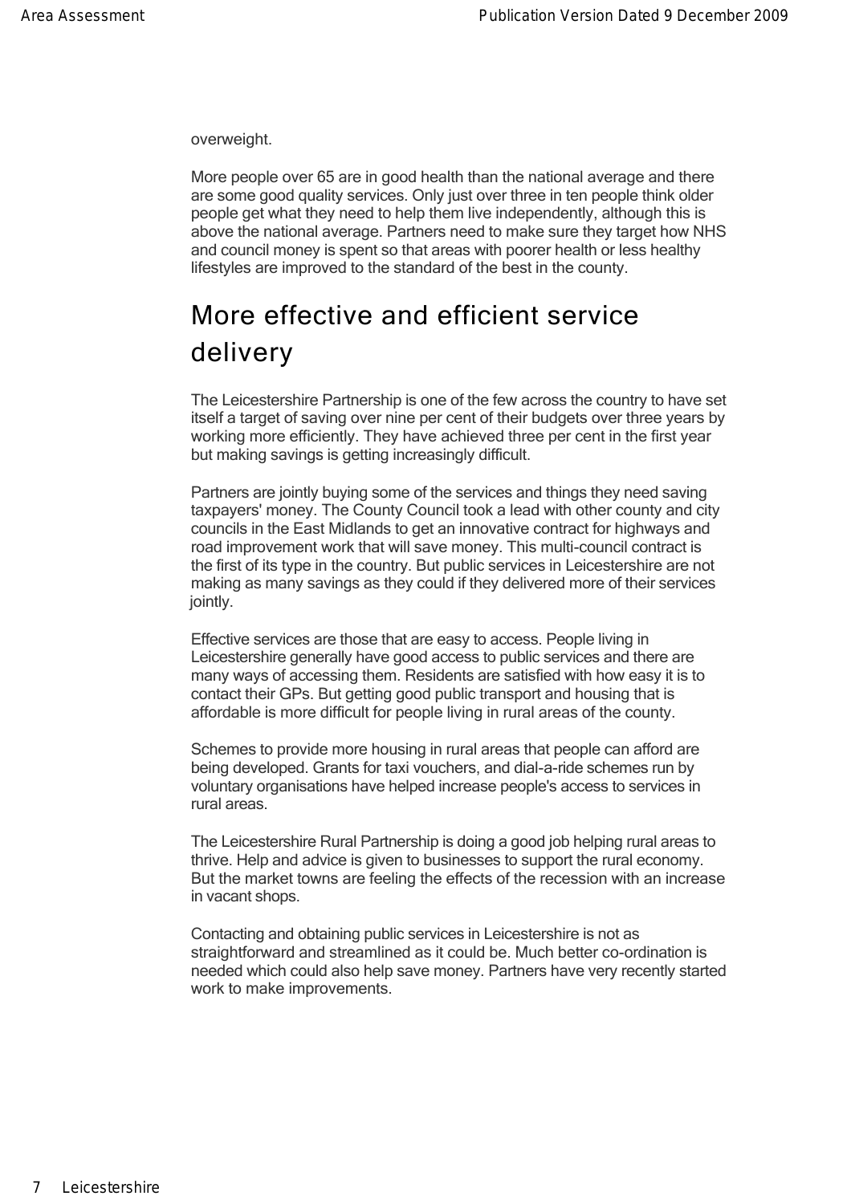overweight.

More people over 65 are in good health than the national average and there are some good quality services. Only just over three in ten people think older people get what they need to help them live independently, although this is above the national average. Partners need to make sure they target how NHS and council money is spent so that areas with poorer health or less healthy lifestyles are improved to the standard of the best in the county.

## More effective and efficient service delivery

The Leicestershire Partnership is one of the few across the country to have set itself a target of saving over nine per cent of their budgets over three years by working more efficiently. They have achieved three per cent in the first year but making savings is getting increasingly difficult.

Partners are jointly buying some of the services and things they need saving taxpayers' money. The County Council took a lead with other county and city councils in the East Midlands to get an innovative contract for highways and road improvement work that will save money. This multi-council contract is the first of its type in the country. But public services in Leicestershire are not making as many savings as they could if they delivered more of their services jointly.

Effective services are those that are easy to access. People living in Leicestershire generally have good access to public services and there are many ways of accessing them. Residents are satisfied with how easy it is to contact their GPs. But getting good public transport and housing that is affordable is more difficult for people living in rural areas of the county.

Schemes to provide more housing in rural areas that people can afford are being developed. Grants for taxi vouchers, and dial-a-ride schemes run by voluntary organisations have helped increase people's access to services in rural areas.

The Leicestershire Rural Partnership is doing a good job helping rural areas to thrive. Help and advice is given to businesses to support the rural economy. But the market towns are feeling the effects of the recession with an increase in vacant shops.

Contacting and obtaining public services in Leicestershire is not as straightforward and streamlined as it could be. Much better co-ordination is needed which could also help save money. Partners have very recently started work to make improvements.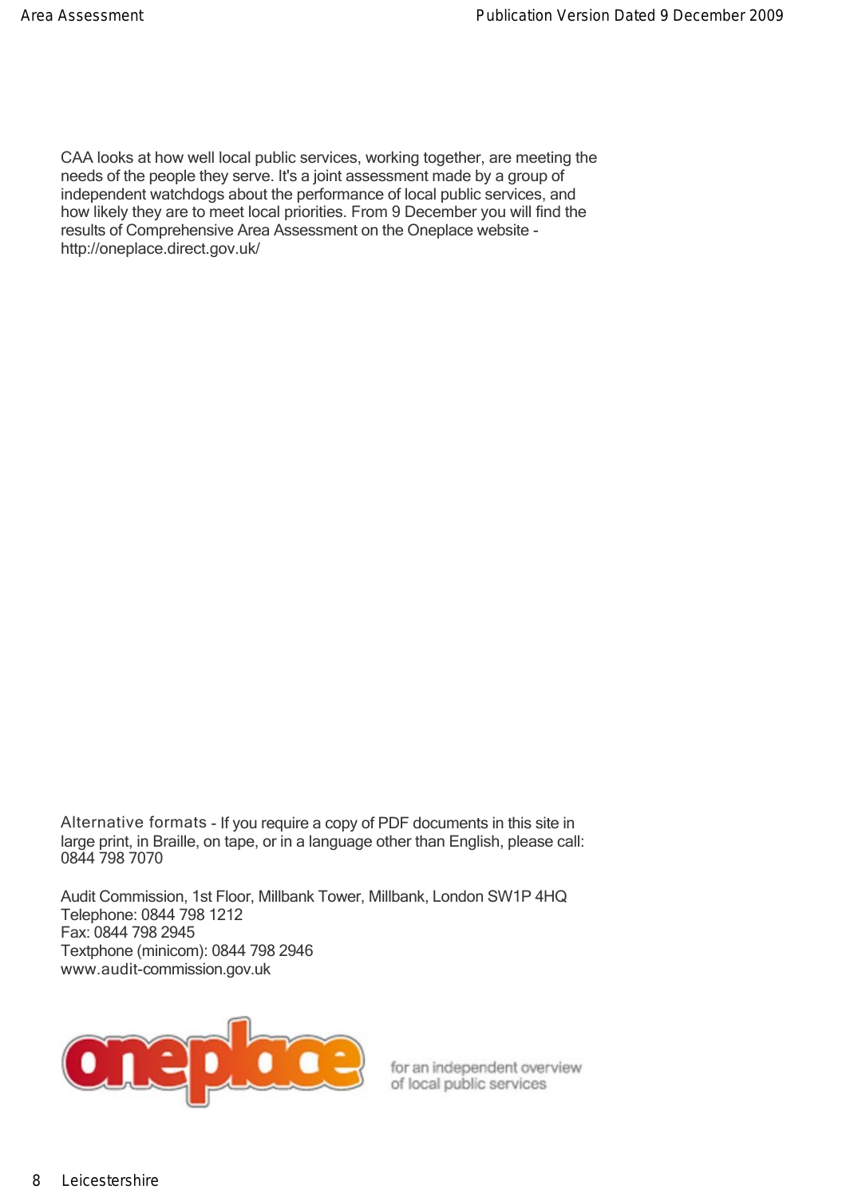CAA looks at how well local public services, working together, are meeting the needs of the people they serve. It's a joint assessment made by a group of independent watchdogs about the performance of local public services, and how likely they are to meet local priorities. From 9 December you will find the results of Comprehensive Area Assessment on the Oneplace website - http://oneplace.direct.gov.uk/

Alternative formats - If you require a copy of PDF documents in this site in large print, in Braille, on tape, or in a language other than English, please call: 0844 798 7070

Audit Commission, 1st Floor, Millbank Tower, Millbank, London SW1P 4HQ
Telephone: 0844 798 1212
Fax: 0844 798 2945
Textphone (minicom): 0844 798 2946
www.audit-commission.gov.uk

oneplace

for an independent overview of local public services